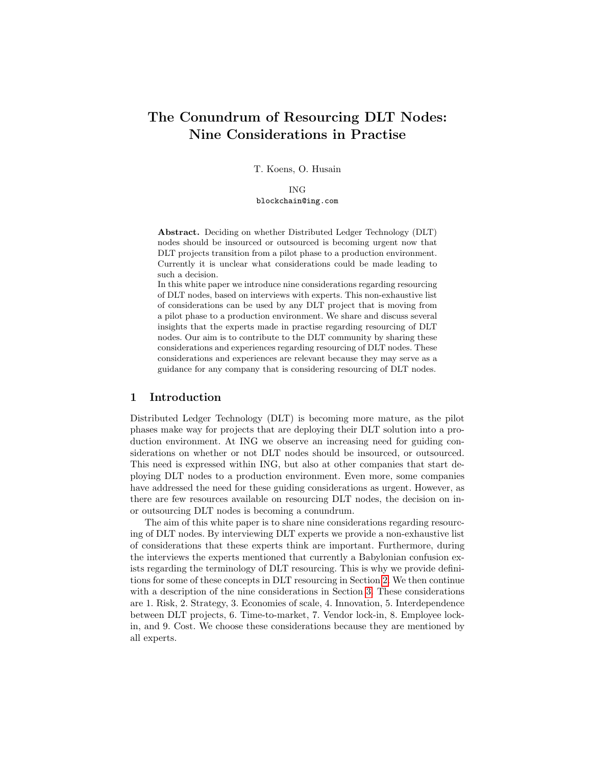# The Conundrum of Resourcing DLT Nodes: Nine Considerations in Practise

T. Koens, O. Husain

ING
blockchain@ing.com

**Abstract.** Deciding on whether Distributed Ledger Technology (DLT) nodes should be insourced or outsourced is becoming urgent now that DLT projects transition from a pilot phase to a production environment. Currently it is unclear what considerations could be made leading to such a decision.
In this white paper we introduce nine considerations regarding resourcing of DLT nodes, based on interviews with experts. This non-exhaustive list of considerations can be used by any DLT project that is moving from a pilot phase to a production environment. We share and discuss several insights that the experts made in practise regarding resourcing of DLT nodes. Our aim is to contribute to the DLT community by sharing these considerations and experiences regarding resourcing of DLT nodes. These considerations and experiences are relevant because they may serve as a guidance for any company that is considering resourcing of DLT nodes.

## 1 Introduction

Distributed Ledger Technology (DLT) is becoming more mature, as the pilot phases make way for projects that are deploying their DLT solution into a production environment. At ING we observe an increasing need for guiding considerations on whether or not DLT nodes should be insourced, or outsourced. This need is expressed within ING, but also at other companies that start deploying DLT nodes to a production environment. Even more, some companies have addressed the need for these guiding considerations as urgent. However, as there are few resources available on resourcing DLT nodes, the decision on in- or outsourcing DLT nodes is becoming a conundrum.

The aim of this white paper is to share nine considerations regarding resourcing of DLT nodes. By interviewing DLT experts we provide a non-exhaustive list of considerations that these experts think are important. Furthermore, during the interviews the experts mentioned that currently a Babylonian confusion exists regarding the terminology of DLT resourcing. This is why we provide definitions for some of these concepts in DLT resourcing in Section 2. We then continue with a description of the nine considerations in Section 3. These considerations are 1. Risk, 2. Strategy, 3. Economies of scale, 4. Innovation, 5. Interdependence between DLT projects, 6. Time-to-market, 7. Vendor lock-in, 8. Employee lock-in, and 9. Cost. We choose these considerations because they are mentioned by all experts.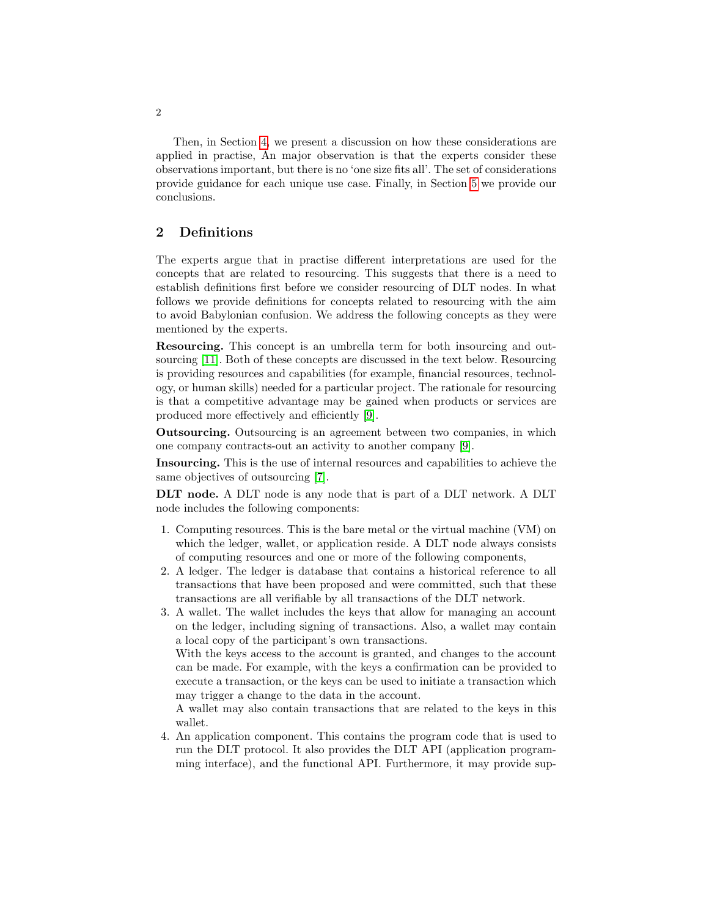Then, in Section 4, we present a discussion on how these considerations are applied in practise, An major observation is that the experts consider these observations important, but there is no 'one size fits all'. The set of considerations provide guidance for each unique use case. Finally, in Section 5 we provide our conclusions.

## 2 Definitions

The experts argue that in practise different interpretations are used for the concepts that are related to resourcing. This suggests that there is a need to establish definitions first before we consider resourcing of DLT nodes. In what follows we provide definitions for concepts related to resourcing with the aim to avoid Babylonian confusion. We address the following concepts as they were mentioned by the experts.

**Resourcing.** This concept is an umbrella term for both insourcing and outsourcing [11]. Both of these concepts are discussed in the text below. Resourcing is providing resources and capabilities (for example, financial resources, technology, or human skills) needed for a particular project. The rationale for resourcing is that a competitive advantage may be gained when products or services are produced more effectively and efficiently [9].

**Outsourcing.** Outsourcing is an agreement between two companies, in which one company contracts-out an activity to another company [9].

**Insourcing.** This is the use of internal resources and capabilities to achieve the same objectives of outsourcing [7].

**DLT node.** A DLT node is any node that is part of a DLT network. A DLT node includes the following components:

1. Computing resources. This is the bare metal or the virtual machine (VM) on which the ledger, wallet, or application reside. A DLT node always consists of computing resources and one or more of the following components,
2. A ledger. The ledger is database that contains a historical reference to all transactions that have been proposed and were committed, such that these transactions are all verifiable by all transactions of the DLT network.
3. A wallet. The wallet includes the keys that allow for managing an account on the ledger, including signing of transactions. Also, a wallet may contain a local copy of the participant's own transactions.
   With the keys access to the account is granted, and changes to the account can be made. For example, with the keys a confirmation can be provided to execute a transaction, or the keys can be used to initiate a transaction which may trigger a change to the data in the account.
   A wallet may also contain transactions that are related to the keys in this wallet.
4. An application component. This contains the program code that is used to run the DLT protocol. It also provides the DLT API (application programming interface), and the functional API. Furthermore, it may provide sup-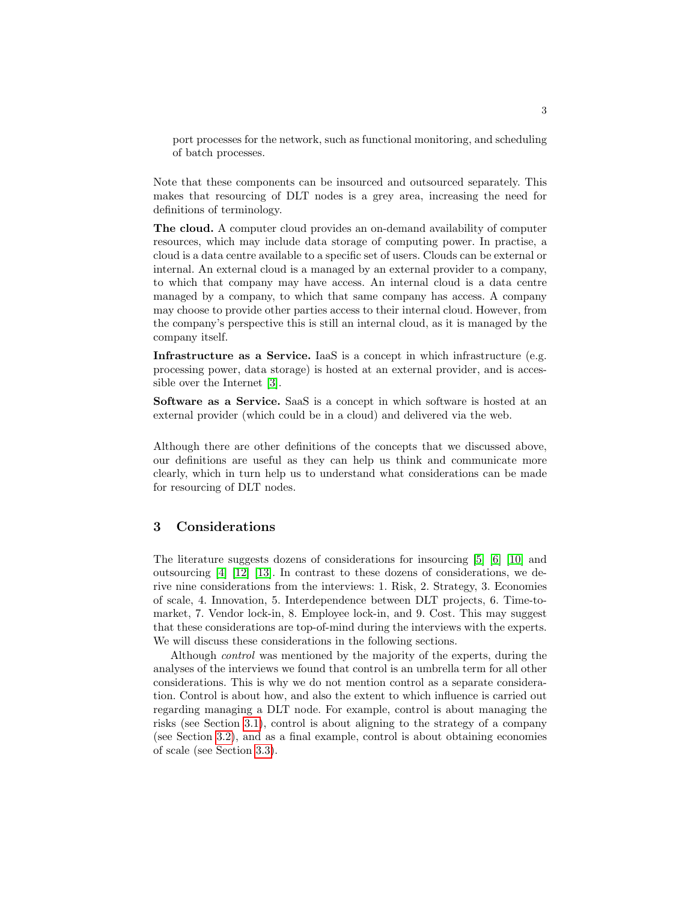port processes for the network, such as functional monitoring, and scheduling of batch processes.

Note that these components can be insourced and outsourced separately. This makes that resourcing of DLT nodes is a grey area, increasing the need for definitions of terminology.

**The cloud.** A computer cloud provides an on-demand availability of computer resources, which may include data storage of computing power. In practise, a cloud is a data centre available to a specific set of users. Clouds can be external or internal. An external cloud is a managed by an external provider to a company, to which that company may have access. An internal cloud is a data centre managed by a company, to which that same company has access. A company may choose to provide other parties access to their internal cloud. However, from the company's perspective this is still an internal cloud, as it is managed by the company itself.

**Infrastructure as a Service.** IaaS is a concept in which infrastructure (e.g. processing power, data storage) is hosted at an external provider, and is accessible over the Internet [3].

**Software as a Service.** SaaS is a concept in which software is hosted at an external provider (which could be in a cloud) and delivered via the web.

Although there are other definitions of the concepts that we discussed above, our definitions are useful as they can help us think and communicate more clearly, which in turn help us to understand what considerations can be made for resourcing of DLT nodes.

## 3 Considerations

The literature suggests dozens of considerations for insourcing [5] [6] [10] and outsourcing [4] [12] [13]. In contrast to these dozens of considerations, we derive nine considerations from the interviews: 1. Risk, 2. Strategy, 3. Economies of scale, 4. Innovation, 5. Interdependence between DLT projects, 6. Time-to-market, 7. Vendor lock-in, 8. Employee lock-in, and 9. Cost. This may suggest that these considerations are top-of-mind during the interviews with the experts. We will discuss these considerations in the following sections.

Although *control* was mentioned by the majority of the experts, during the analyses of the interviews we found that control is an umbrella term for all other considerations. This is why we do not mention control as a separate consideration. Control is about how, and also the extent to which influence is carried out regarding managing a DLT node. For example, control is about managing the risks (see Section 3.1), control is about aligning to the strategy of a company (see Section 3.2), and as a final example, control is about obtaining economies of scale (see Section 3.3).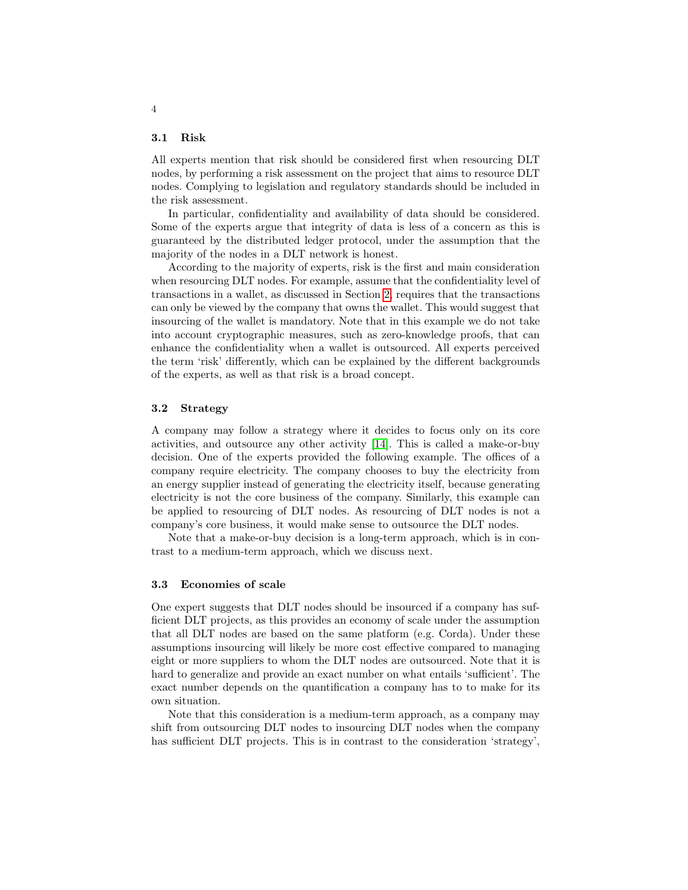### 3.1 Risk

All experts mention that risk should be considered first when resourcing DLT nodes, by performing a risk assessment on the project that aims to resource DLT nodes. Complying to legislation and regulatory standards should be included in the risk assessment.

In particular, confidentiality and availability of data should be considered. Some of the experts argue that integrity of data is less of a concern as this is guaranteed by the distributed ledger protocol, under the assumption that the majority of the nodes in a DLT network is honest.

According to the majority of experts, risk is the first and main consideration when resourcing DLT nodes. For example, assume that the confidentiality level of transactions in a wallet, as discussed in Section 2, requires that the transactions can only be viewed by the company that owns the wallet. This would suggest that insourcing of the wallet is mandatory. Note that in this example we do not take into account cryptographic measures, such as zero-knowledge proofs, that can enhance the confidentiality when a wallet is outsourced. All experts perceived the term 'risk' differently, which can be explained by the different backgrounds of the experts, as well as that risk is a broad concept.

### 3.2 Strategy

A company may follow a strategy where it decides to focus only on its core activities, and outsource any other activity [14]. This is called a make-or-buy decision. One of the experts provided the following example. The offices of a company require electricity. The company chooses to buy the electricity from an energy supplier instead of generating the electricity itself, because generating electricity is not the core business of the company. Similarly, this example can be applied to resourcing of DLT nodes. As resourcing of DLT nodes is not a company's core business, it would make sense to outsource the DLT nodes.

Note that a make-or-buy decision is a long-term approach, which is in contrast to a medium-term approach, which we discuss next.

### 3.3 Economies of scale

One expert suggests that DLT nodes should be insourced if a company has sufficient DLT projects, as this provides an economy of scale under the assumption that all DLT nodes are based on the same platform (e.g. Corda). Under these assumptions insourcing will likely be more cost effective compared to managing eight or more suppliers to whom the DLT nodes are outsourced. Note that it is hard to generalize and provide an exact number on what entails 'sufficient'. The exact number depends on the quantification a company has to to make for its own situation.

Note that this consideration is a medium-term approach, as a company may shift from outsourcing DLT nodes to insourcing DLT nodes when the company has sufficient DLT projects. This is in contrast to the consideration 'strategy',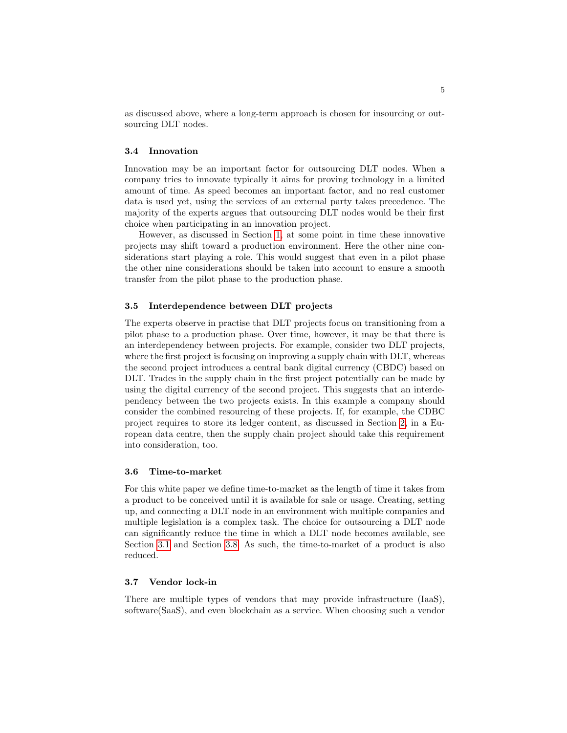as discussed above, where a long-term approach is chosen for insourcing or outsourcing DLT nodes.

### 3.4 Innovation

Innovation may be an important factor for outsourcing DLT nodes. When a company tries to innovate typically it aims for proving technology in a limited amount of time. As speed becomes an important factor, and no real customer data is used yet, using the services of an external party takes precedence. The majority of the experts argues that outsourcing DLT nodes would be their first choice when participating in an innovation project.

However, as discussed in Section 1, at some point in time these innovative projects may shift toward a production environment. Here the other nine considerations start playing a role. This would suggest that even in a pilot phase the other nine considerations should be taken into account to ensure a smooth transfer from the pilot phase to the production phase.

### 3.5 Interdependence between DLT projects

The experts observe in practise that DLT projects focus on transitioning from a pilot phase to a production phase. Over time, however, it may be that there is an interdependency between projects. For example, consider two DLT projects, where the first project is focusing on improving a supply chain with DLT, whereas the second project introduces a central bank digital currency (CBDC) based on DLT. Trades in the supply chain in the first project potentially can be made by using the digital currency of the second project. This suggests that an interdependency between the two projects exists. In this example a company should consider the combined resourcing of these projects. If, for example, the CDBC project requires to store its ledger content, as discussed in Section 2, in a European data centre, then the supply chain project should take this requirement into consideration, too.

### 3.6 Time-to-market

For this white paper we define time-to-market as the length of time it takes from a product to be conceived until it is available for sale or usage. Creating, setting up, and connecting a DLT node in an environment with multiple companies and multiple legislation is a complex task. The choice for outsourcing a DLT node can significantly reduce the time in which a DLT node becomes available, see Section 3.1 and Section 3.8. As such, the time-to-market of a product is also reduced.

### 3.7 Vendor lock-in

There are multiple types of vendors that may provide infrastructure (IaaS), software(SaaS), and even blockchain as a service. When choosing such a vendor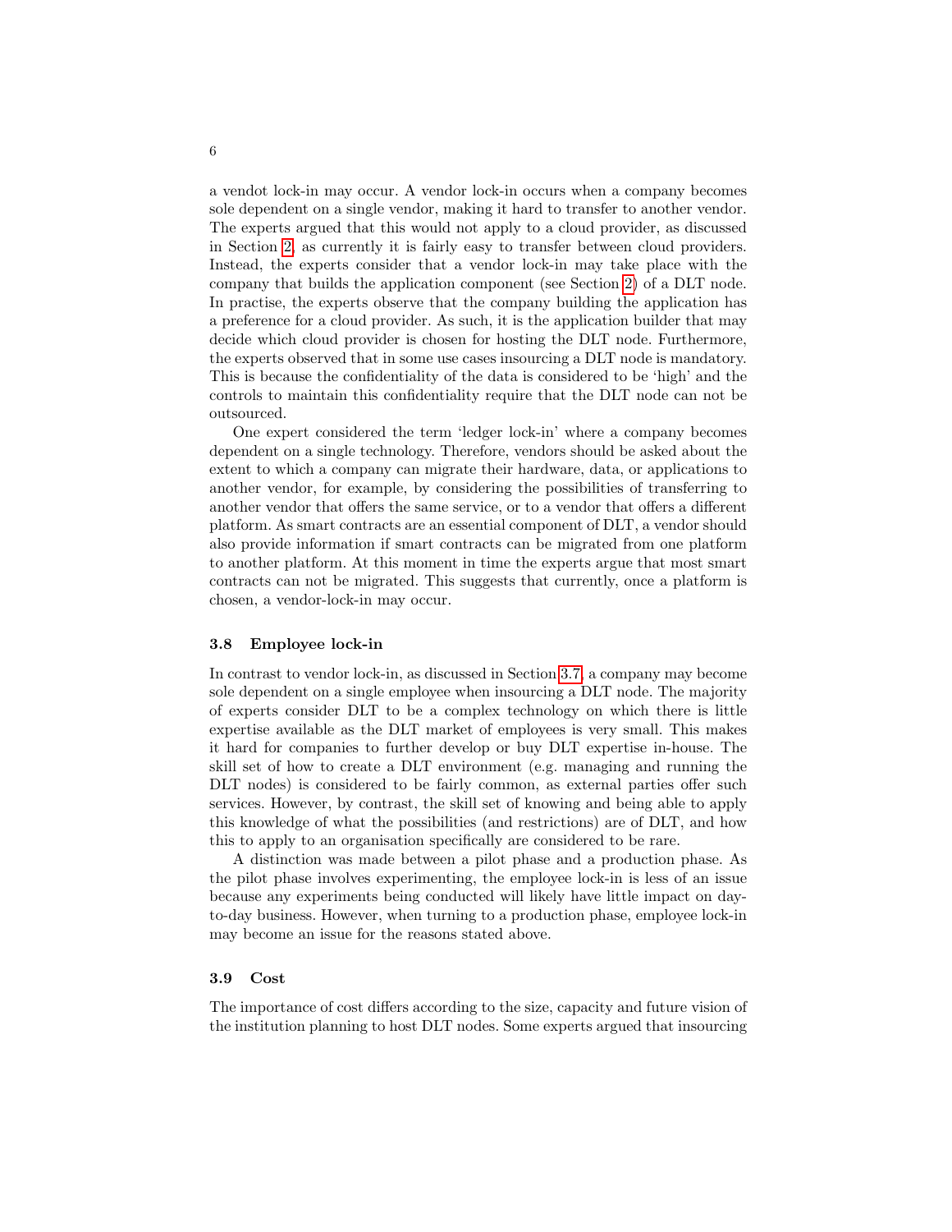a vendot lock-in may occur. A vendor lock-in occurs when a company becomes sole dependent on a single vendor, making it hard to transfer to another vendor. The experts argued that this would not apply to a cloud provider, as discussed in Section 2, as currently it is fairly easy to transfer between cloud providers. Instead, the experts consider that a vendor lock-in may take place with the company that builds the application component (see Section 2) of a DLT node. In practise, the experts observe that the company building the application has a preference for a cloud provider. As such, it is the application builder that may decide which cloud provider is chosen for hosting the DLT node. Furthermore, the experts observed that in some use cases insourcing a DLT node is mandatory. This is because the confidentiality of the data is considered to be 'high' and the controls to maintain this confidentiality require that the DLT node can not be outsourced.

One expert considered the term 'ledger lock-in' where a company becomes dependent on a single technology. Therefore, vendors should be asked about the extent to which a company can migrate their hardware, data, or applications to another vendor, for example, by considering the possibilities of transferring to another vendor that offers the same service, or to a vendor that offers a different platform. As smart contracts are an essential component of DLT, a vendor should also provide information if smart contracts can be migrated from one platform to another platform. At this moment in time the experts argue that most smart contracts can not be migrated. This suggests that currently, once a platform is chosen, a vendor-lock-in may occur.

### 3.8 Employee lock-in

In contrast to vendor lock-in, as discussed in Section 3.7, a company may become sole dependent on a single employee when insourcing a DLT node. The majority of experts consider DLT to be a complex technology on which there is little expertise available as the DLT market of employees is very small. This makes it hard for companies to further develop or buy DLT expertise in-house. The skill set of how to create a DLT environment (e.g. managing and running the DLT nodes) is considered to be fairly common, as external parties offer such services. However, by contrast, the skill set of knowing and being able to apply this knowledge of what the possibilities (and restrictions) are of DLT, and how this to apply to an organisation specifically are considered to be rare.

A distinction was made between a pilot phase and a production phase. As the pilot phase involves experimenting, the employee lock-in is less of an issue because any experiments being conducted will likely have little impact on day-to-day business. However, when turning to a production phase, employee lock-in may become an issue for the reasons stated above.

### 3.9 Cost

The importance of cost differs according to the size, capacity and future vision of the institution planning to host DLT nodes. Some experts argued that insourcing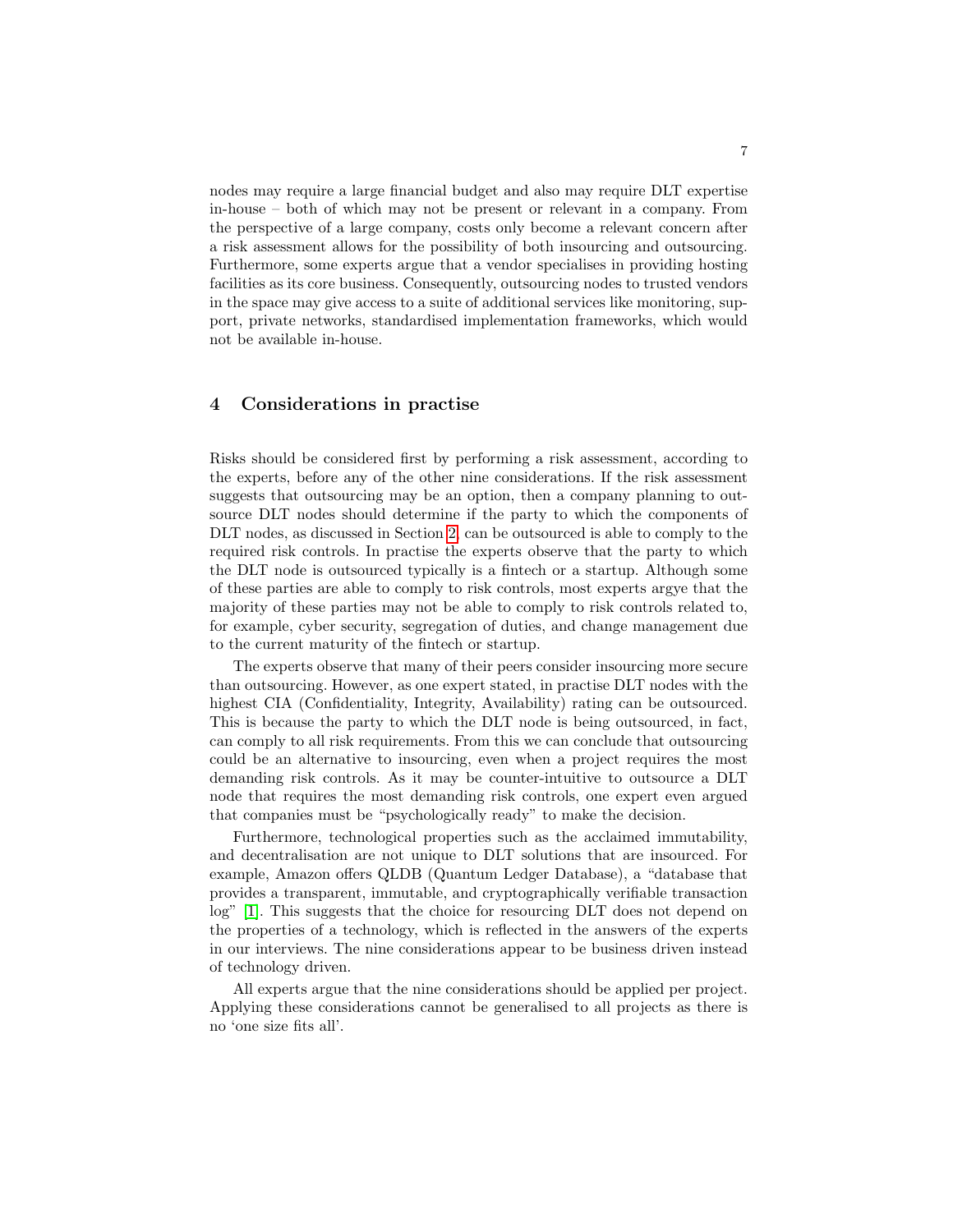nodes may require a large financial budget and also may require DLT expertise in-house – both of which may not be present or relevant in a company. From the perspective of a large company, costs only become a relevant concern after a risk assessment allows for the possibility of both insourcing and outsourcing. Furthermore, some experts argue that a vendor specialises in providing hosting facilities as its core business. Consequently, outsourcing nodes to trusted vendors in the space may give access to a suite of additional services like monitoring, support, private networks, standardised implementation frameworks, which would not be available in-house.

## 4 Considerations in practise

Risks should be considered first by performing a risk assessment, according to the experts, before any of the other nine considerations. If the risk assessment suggests that outsourcing may be an option, then a company planning to outsource DLT nodes should determine if the party to which the components of DLT nodes, as discussed in Section 2, can be outsourced is able to comply to the required risk controls. In practise the experts observe that the party to which the DLT node is outsourced typically is a fintech or a startup. Although some of these parties are able to comply to risk controls, most experts argye that the majority of these parties may not be able to comply to risk controls related to, for example, cyber security, segregation of duties, and change management due to the current maturity of the fintech or startup.

The experts observe that many of their peers consider insourcing more secure than outsourcing. However, as one expert stated, in practise DLT nodes with the highest CIA (Confidentiality, Integrity, Availability) rating can be outsourced. This is because the party to which the DLT node is being outsourced, in fact, can comply to all risk requirements. From this we can conclude that outsourcing could be an alternative to insourcing, even when a project requires the most demanding risk controls. As it may be counter-intuitive to outsource a DLT node that requires the most demanding risk controls, one expert even argued that companies must be "psychologically ready" to make the decision.

Furthermore, technological properties such as the acclaimed immutability, and decentralisation are not unique to DLT solutions that are insourced. For example, Amazon offers QLDB (Quantum Ledger Database), a "database that provides a transparent, immutable, and cryptographically verifiable transaction log" [1]. This suggests that the choice for resourcing DLT does not depend on the properties of a technology, which is reflected in the answers of the experts in our interviews. The nine considerations appear to be business driven instead of technology driven.

All experts argue that the nine considerations should be applied per project. Applying these considerations cannot be generalised to all projects as there is no 'one size fits all'.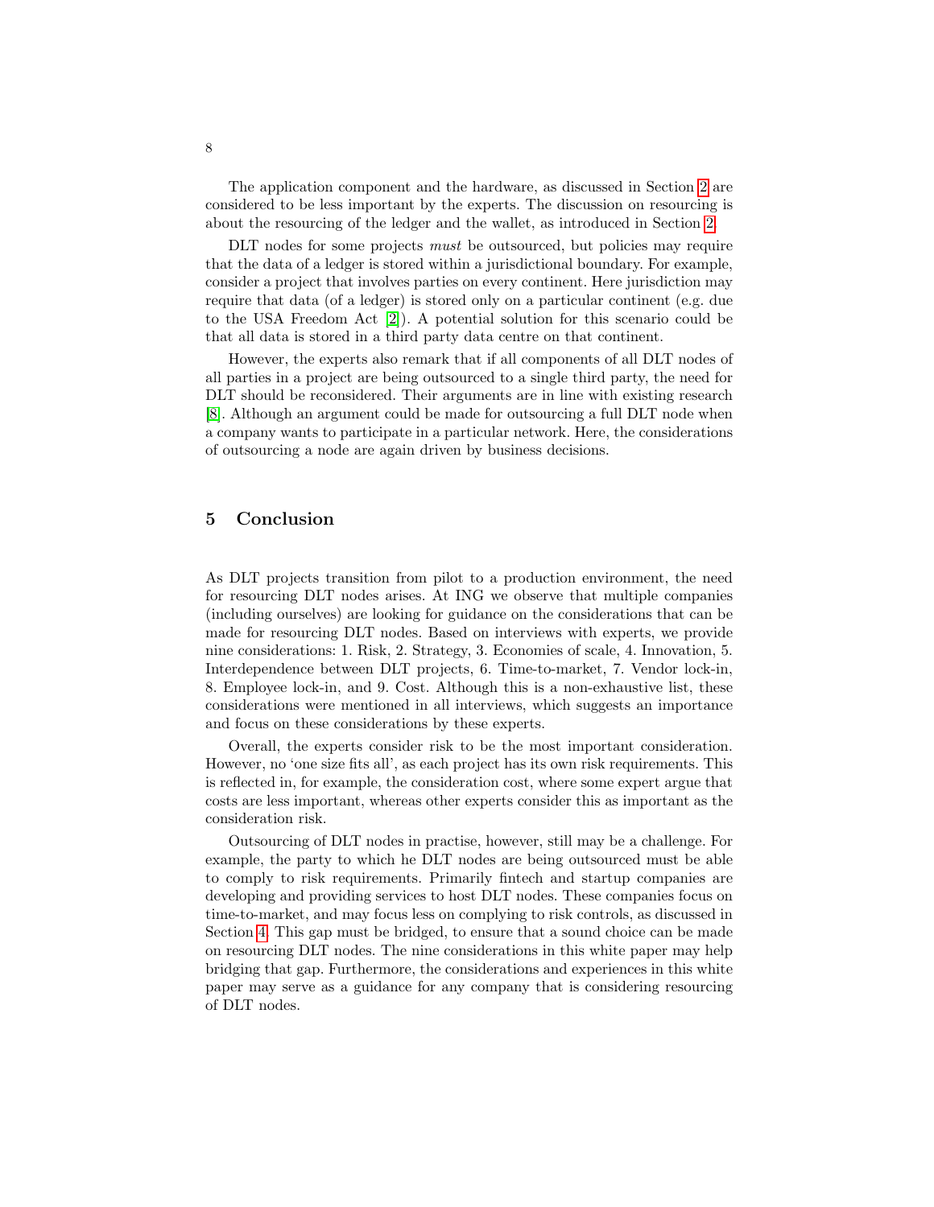The application component and the hardware, as discussed in Section 2 are considered to be less important by the experts. The discussion on resourcing is about the resourcing of the ledger and the wallet, as introduced in Section 2.

DLT nodes for some projects *must* be outsourced, but policies may require that the data of a ledger is stored within a jurisdictional boundary. For example, consider a project that involves parties on every continent. Here jurisdiction may require that data (of a ledger) is stored only on a particular continent (e.g. due to the USA Freedom Act [2]). A potential solution for this scenario could be that all data is stored in a third party data centre on that continent.

However, the experts also remark that if all components of all DLT nodes of all parties in a project are being outsourced to a single third party, the need for DLT should be reconsidered. Their arguments are in line with existing research [8]. Although an argument could be made for outsourcing a full DLT node when a company wants to participate in a particular network. Here, the considerations of outsourcing a node are again driven by business decisions.

## 5 Conclusion

As DLT projects transition from pilot to a production environment, the need for resourcing DLT nodes arises. At ING we observe that multiple companies (including ourselves) are looking for guidance on the considerations that can be made for resourcing DLT nodes. Based on interviews with experts, we provide nine considerations: 1. Risk, 2. Strategy, 3. Economies of scale, 4. Innovation, 5. Interdependence between DLT projects, 6. Time-to-market, 7. Vendor lock-in, 8. Employee lock-in, and 9. Cost. Although this is a non-exhaustive list, these considerations were mentioned in all interviews, which suggests an importance and focus on these considerations by these experts.

Overall, the experts consider risk to be the most important consideration. However, no 'one size fits all', as each project has its own risk requirements. This is reflected in, for example, the consideration cost, where some expert argue that costs are less important, whereas other experts consider this as important as the consideration risk.

Outsourcing of DLT nodes in practise, however, still may be a challenge. For example, the party to which he DLT nodes are being outsourced must be able to comply to risk requirements. Primarily fintech and startup companies are developing and providing services to host DLT nodes. These companies focus on time-to-market, and may focus less on complying to risk controls, as discussed in Section 4. This gap must be bridged, to ensure that a sound choice can be made on resourcing DLT nodes. The nine considerations in this white paper may help bridging that gap. Furthermore, the considerations and experiences in this white paper may serve as a guidance for any company that is considering resourcing of DLT nodes.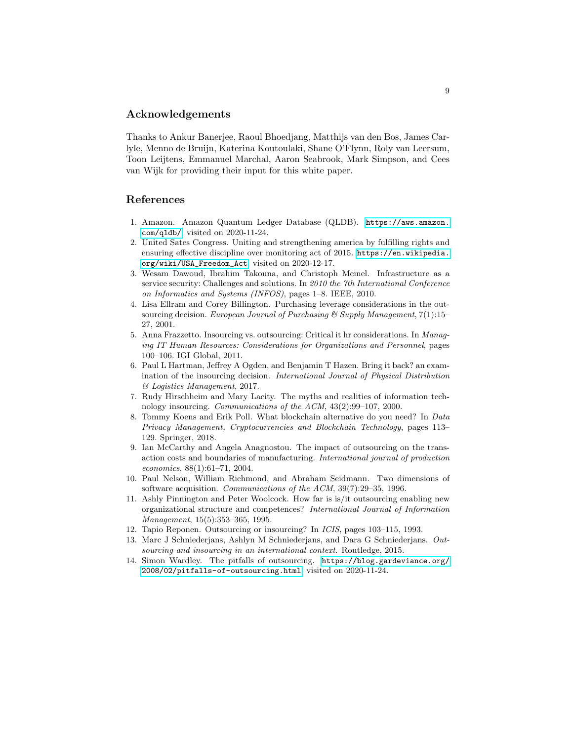## Acknowledgements

Thanks to Ankur Banerjee, Raoul Bhoedjang, Matthijs van den Bos, James Carlyle, Menno de Bruijn, Katerina Koutoulaki, Shane O'Flynn, Roly van Leersum, Toon Leijtens, Emmanuel Marchal, Aaron Seabrook, Mark Simpson, and Cees van Wijk for providing their input for this white paper.

## References

1. Amazon. Amazon Quantum Ledger Database (QLDB). https://aws.amazon.com/qldb/, visited on 2020-11-24.
2. United Sates Congress. Uniting and strengthening america by fulfilling rights and ensuring effective discipline over monitoring act of 2015. https://en.wikipedia.org/wiki/USA_Freedom_Act, visited on 2020-12-17.
3. Wesam Dawoud, Ibrahim Takouna, and Christoph Meinel. Infrastructure as a service security: Challenges and solutions. In *2010 the 7th International Conference on Informatics and Systems (INFOS)*, pages 1–8. IEEE, 2010.
4. Lisa Ellram and Corey Billington. Purchasing leverage considerations in the outsourcing decision. *European Journal of Purchasing & Supply Management*, 7(1):15–27, 2001.
5. Anna Frazzetto. Insourcing vs. outsourcing: Critical it hr considerations. In *Managing IT Human Resources: Considerations for Organizations and Personnel*, pages 100–106. IGI Global, 2011.
6. Paul L Hartman, Jeffrey A Ogden, and Benjamin T Hazen. Bring it back? an examination of the insourcing decision. *International Journal of Physical Distribution & Logistics Management*, 2017.
7. Rudy Hirschheim and Mary Lacity. The myths and realities of information technology insourcing. *Communications of the ACM*, 43(2):99–107, 2000.
8. Tommy Koens and Erik Poll. What blockchain alternative do you need? In *Data Privacy Management, Cryptocurrencies and Blockchain Technology*, pages 113–129. Springer, 2018.
9. Ian McCarthy and Angela Anagnostou. The impact of outsourcing on the transaction costs and boundaries of manufacturing. *International journal of production economics*, 88(1):61–71, 2004.
10. Paul Nelson, William Richmond, and Abraham Seidmann. Two dimensions of software acquisition. *Communications of the ACM*, 39(7):29–35, 1996.
11. Ashly Pinnington and Peter Woolcock. How far is is/it outsourcing enabling new organizational structure and competences? *International Journal of Information Management*, 15(5):353–365, 1995.
12. Tapio Reponen. Outsourcing or insourcing? In *ICIS*, pages 103–115, 1993.
13. Marc J Schniederjans, Ashlyn M Schniederjans, and Dara G Schniederjans. *Outsourcing and insourcing in an international context*. Routledge, 2015.
14. Simon Wardley. The pitfalls of outsourcing. https://blog.gardeviance.org/2008/02/pitfalls-of-outsourcing.html, visited on 2020-11-24.